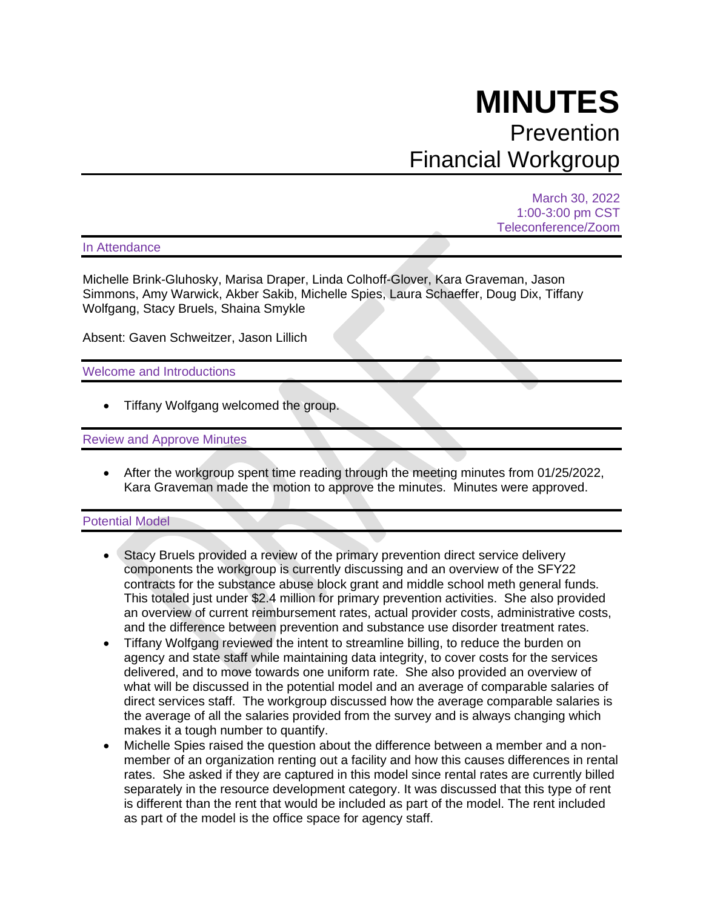# MINUTES

## Prevention Financial Workgroup

March 30, 2022
1:00-3:00 pm CST
Teleconference/Zoom

### In Attendance

Michelle Brink-Gluhosky, Marisa Draper, Linda Colhoff-Glover, Kara Graveman, Jason Simmons, Amy Warwick, Akber Sakib, Michelle Spies, Laura Schaeffer, Doug Dix, Tiffany Wolfgang, Stacy Bruels, Shaina Smykle

Absent: Gaven Schweitzer, Jason Lillich

### Welcome and Introductions

- Tiffany Wolfgang welcomed the group.

### Review and Approve Minutes

- After the workgroup spent time reading through the meeting minutes from 01/25/2022, Kara Graveman made the motion to approve the minutes. Minutes were approved.

### Potential Model

- Stacy Bruels provided a review of the primary prevention direct service delivery components the workgroup is currently discussing and an overview of the SFY22 contracts for the substance abuse block grant and middle school meth general funds. This totaled just under $2.4 million for primary prevention activities. She also provided an overview of current reimbursement rates, actual provider costs, administrative costs, and the difference between prevention and substance use disorder treatment rates.
- Tiffany Wolfgang reviewed the intent to streamline billing, to reduce the burden on agency and state staff while maintaining data integrity, to cover costs for the services delivered, and to move towards one uniform rate. She also provided an overview of what will be discussed in the potential model and an average of comparable salaries of direct services staff. The workgroup discussed how the average comparable salaries is the average of all the salaries provided from the survey and is always changing which makes it a tough number to quantify.
- Michelle Spies raised the question about the difference between a member and a non-member of an organization renting out a facility and how this causes differences in rental rates. She asked if they are captured in this model since rental rates are currently billed separately in the resource development category. It was discussed that this type of rent is different than the rent that would be included as part of the model. The rent included as part of the model is the office space for agency staff.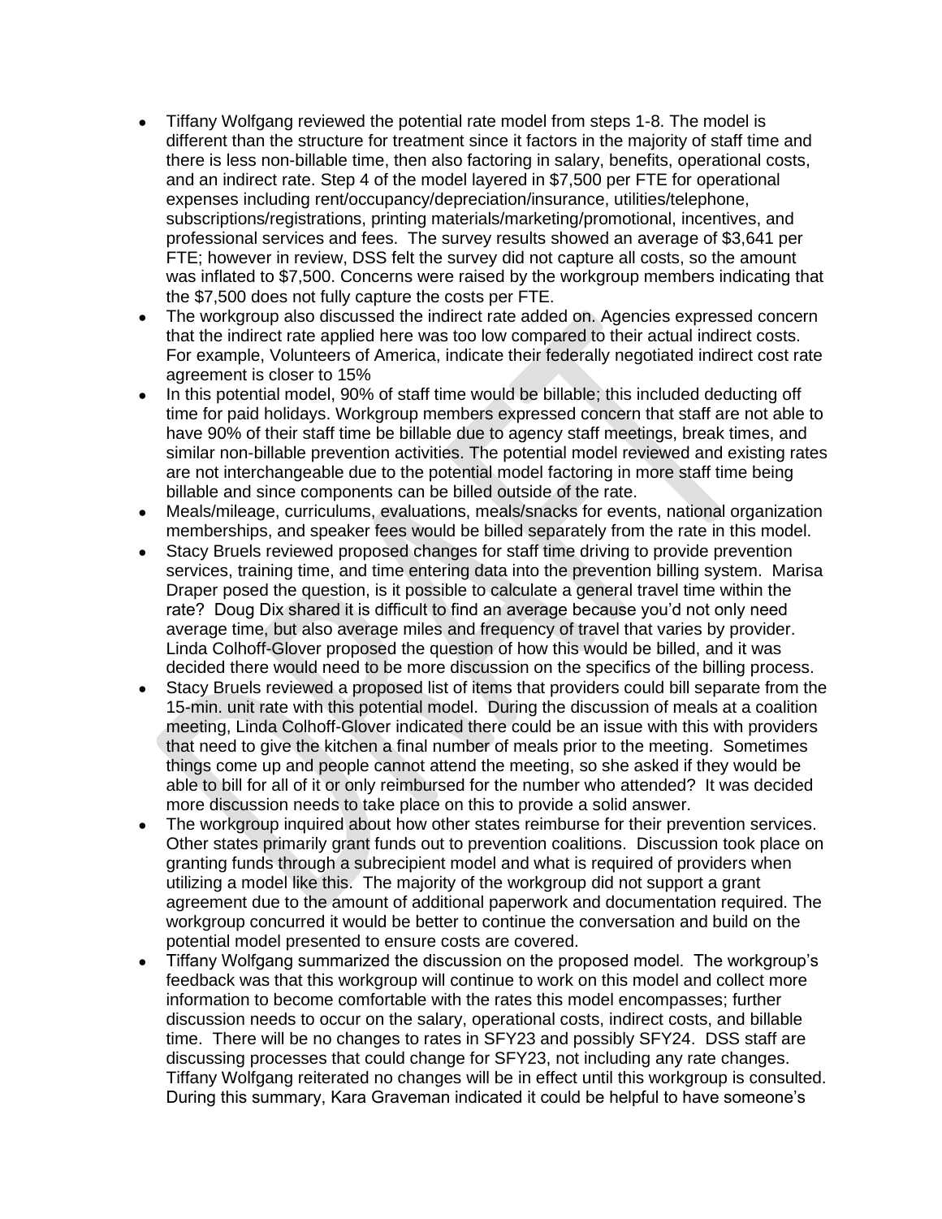- Tiffany Wolfgang reviewed the potential rate model from steps 1-8. The model is different than the structure for treatment since it factors in the majority of staff time and there is less non-billable time, then also factoring in salary, benefits, operational costs, and an indirect rate. Step 4 of the model layered in $7,500 per FTE for operational expenses including rent/occupancy/depreciation/insurance, utilities/telephone, subscriptions/registrations, printing materials/marketing/promotional, incentives, and professional services and fees. The survey results showed an average of $3,641 per FTE; however in review, DSS felt the survey did not capture all costs, so the amount was inflated to $7,500. Concerns were raised by the workgroup members indicating that the $7,500 does not fully capture the costs per FTE.
- The workgroup also discussed the indirect rate added on. Agencies expressed concern that the indirect rate applied here was too low compared to their actual indirect costs. For example, Volunteers of America, indicate their federally negotiated indirect cost rate agreement is closer to 15%
- In this potential model, 90% of staff time would be billable; this included deducting off time for paid holidays. Workgroup members expressed concern that staff are not able to have 90% of their staff time be billable due to agency staff meetings, break times, and similar non-billable prevention activities. The potential model reviewed and existing rates are not interchangeable due to the potential model factoring in more staff time being billable and since components can be billed outside of the rate.
- Meals/mileage, curriculums, evaluations, meals/snacks for events, national organization memberships, and speaker fees would be billed separately from the rate in this model.
- Stacy Bruels reviewed proposed changes for staff time driving to provide prevention services, training time, and time entering data into the prevention billing system. Marisa Draper posed the question, is it possible to calculate a general travel time within the rate? Doug Dix shared it is difficult to find an average because you'd not only need average time, but also average miles and frequency of travel that varies by provider. Linda Colhoff-Glover proposed the question of how this would be billed, and it was decided there would need to be more discussion on the specifics of the billing process.
- Stacy Bruels reviewed a proposed list of items that providers could bill separate from the 15-min. unit rate with this potential model. During the discussion of meals at a coalition meeting, Linda Colhoff-Glover indicated there could be an issue with this with providers that need to give the kitchen a final number of meals prior to the meeting. Sometimes things come up and people cannot attend the meeting, so she asked if they would be able to bill for all of it or only reimbursed for the number who attended? It was decided more discussion needs to take place on this to provide a solid answer.
- The workgroup inquired about how other states reimburse for their prevention services. Other states primarily grant funds out to prevention coalitions. Discussion took place on granting funds through a subrecipient model and what is required of providers when utilizing a model like this. The majority of the workgroup did not support a grant agreement due to the amount of additional paperwork and documentation required. The workgroup concurred it would be better to continue the conversation and build on the potential model presented to ensure costs are covered.
- Tiffany Wolfgang summarized the discussion on the proposed model. The workgroup's feedback was that this workgroup will continue to work on this model and collect more information to become comfortable with the rates this model encompasses; further discussion needs to occur on the salary, operational costs, indirect costs, and billable time. There will be no changes to rates in SFY23 and possibly SFY24. DSS staff are discussing processes that could change for SFY23, not including any rate changes. Tiffany Wolfgang reiterated no changes will be in effect until this workgroup is consulted. During this summary, Kara Graveman indicated it could be helpful to have someone's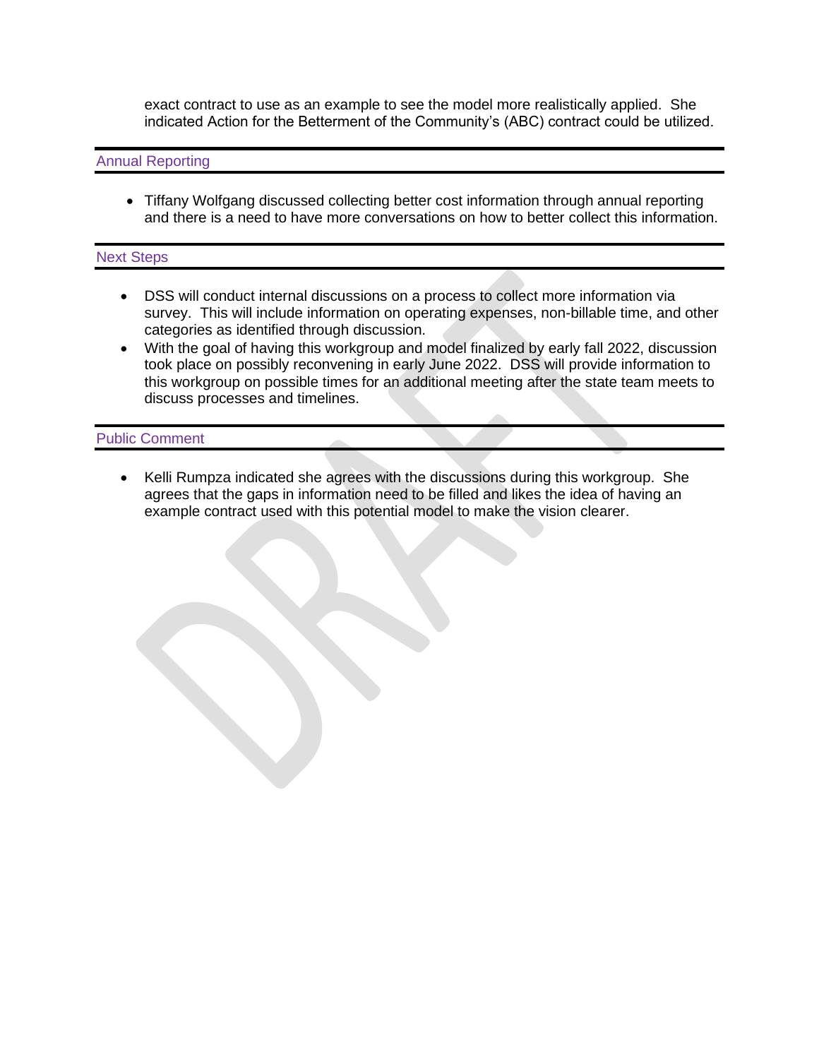exact contract to use as an example to see the model more realistically applied. She indicated Action for the Betterment of the Community's (ABC) contract could be utilized.

## Annual Reporting

- Tiffany Wolfgang discussed collecting better cost information through annual reporting and there is a need to have more conversations on how to better collect this information.

## Next Steps

- DSS will conduct internal discussions on a process to collect more information via survey. This will include information on operating expenses, non-billable time, and other categories as identified through discussion.
- With the goal of having this workgroup and model finalized by early fall 2022, discussion took place on possibly reconvening in early June 2022. DSS will provide information to this workgroup on possible times for an additional meeting after the state team meets to discuss processes and timelines.

## Public Comment

- Kelli Rumpza indicated she agrees with the discussions during this workgroup. She agrees that the gaps in information need to be filled and likes the idea of having an example contract used with this potential model to make the vision clearer.